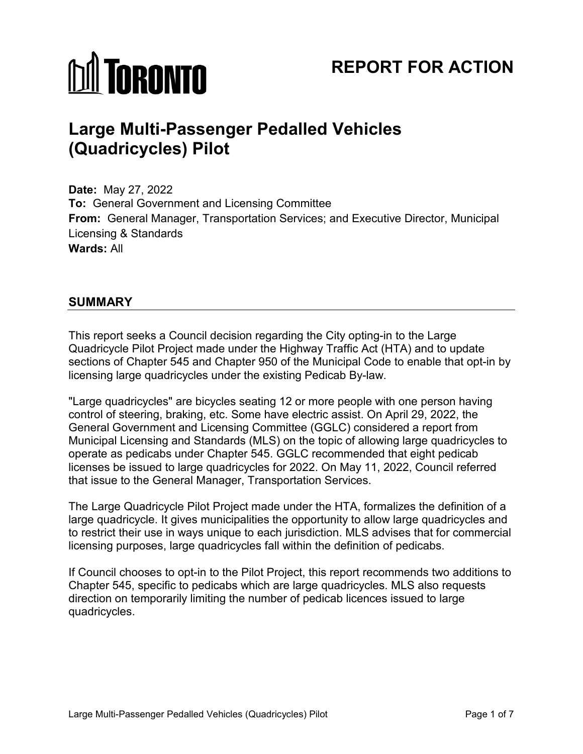# REPORT FOR ACTION

# Large Multi-Passenger Pedalled Vehicles (Quadricycles) Pilot

**Date:** May 27, 2022
**To:** General Government and Licensing Committee
**From:** General Manager, Transportation Services; and Executive Director, Municipal Licensing & Standards
**Wards:** All

## SUMMARY

This report seeks a Council decision regarding the City opting-in to the Large Quadricycle Pilot Project made under the Highway Traffic Act (HTA) and to update sections of Chapter 545 and Chapter 950 of the Municipal Code to enable that opt-in by licensing large quadricycles under the existing Pedicab By-law.

"Large quadricycles" are bicycles seating 12 or more people with one person having control of steering, braking, etc. Some have electric assist. On April 29, 2022, the General Government and Licensing Committee (GGLC) considered a report from Municipal Licensing and Standards (MLS) on the topic of allowing large quadricycles to operate as pedicabs under Chapter 545. GGLC recommended that eight pedicab licenses be issued to large quadricycles for 2022. On May 11, 2022, Council referred that issue to the General Manager, Transportation Services.

The Large Quadricycle Pilot Project made under the HTA, formalizes the definition of a large quadricycle. It gives municipalities the opportunity to allow large quadricycles and to restrict their use in ways unique to each jurisdiction. MLS advises that for commercial licensing purposes, large quadricycles fall within the definition of pedicabs.

If Council chooses to opt-in to the Pilot Project, this report recommends two additions to Chapter 545, specific to pedicabs which are large quadricycles. MLS also requests direction on temporarily limiting the number of pedicab licences issued to large quadricycles.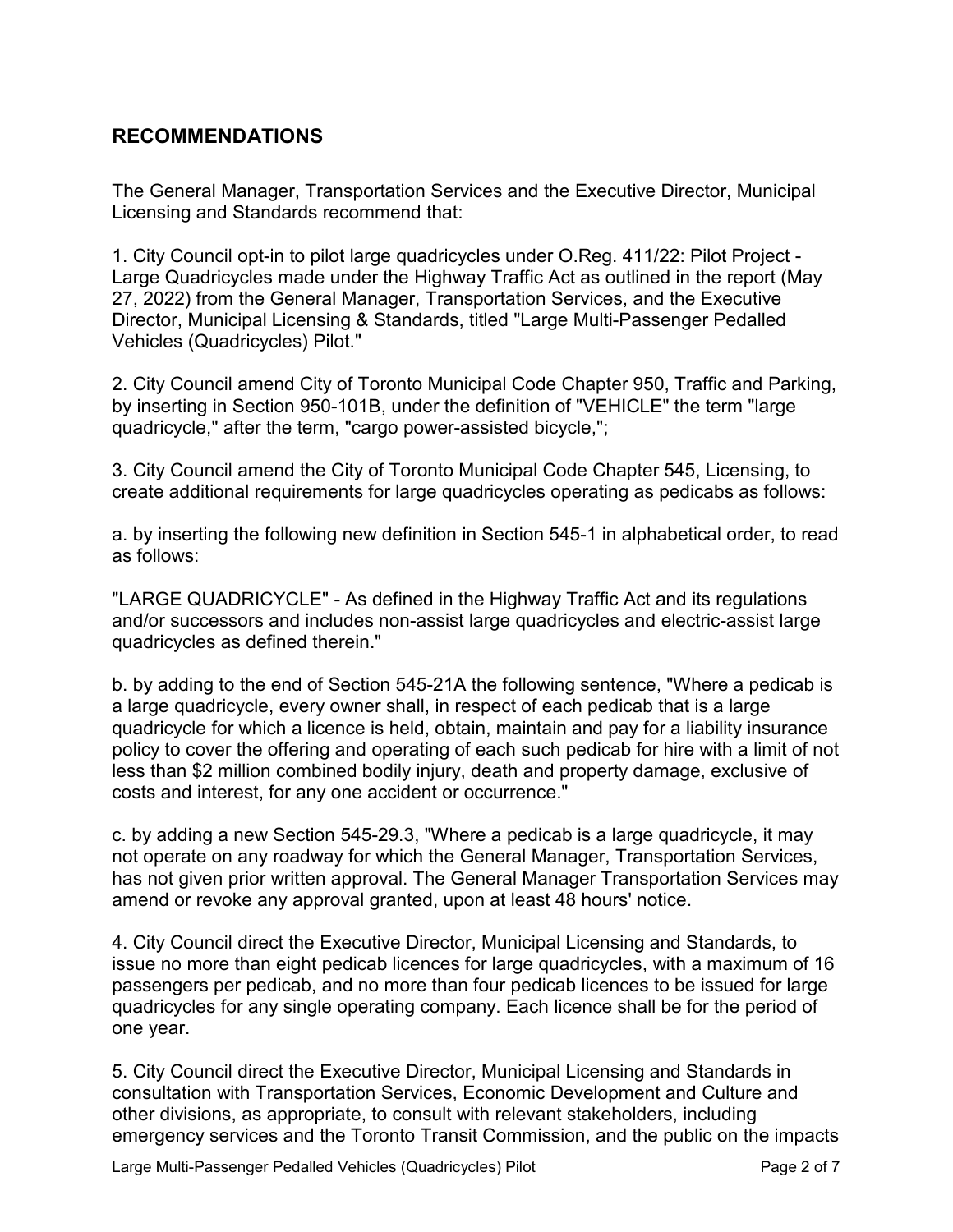## RECOMMENDATIONS

The General Manager, Transportation Services and the Executive Director, Municipal Licensing and Standards recommend that:

1. City Council opt-in to pilot large quadricycles under O.Reg. 411/22: Pilot Project - Large Quadricycles made under the Highway Traffic Act as outlined in the report (May 27, 2022) from the General Manager, Transportation Services, and the Executive Director, Municipal Licensing & Standards, titled "Large Multi-Passenger Pedalled Vehicles (Quadricycles) Pilot."

2. City Council amend City of Toronto Municipal Code Chapter 950, Traffic and Parking, by inserting in Section 950-101B, under the definition of "VEHICLE" the term "large quadricycle," after the term, "cargo power-assisted bicycle,";

3. City Council amend the City of Toronto Municipal Code Chapter 545, Licensing, to create additional requirements for large quadricycles operating as pedicabs as follows:

a. by inserting the following new definition in Section 545-1 in alphabetical order, to read as follows:

"LARGE QUADRICYCLE" - As defined in the Highway Traffic Act and its regulations and/or successors and includes non-assist large quadricycles and electric-assist large quadricycles as defined therein."

b. by adding to the end of Section 545-21A the following sentence, "Where a pedicab is a large quadricycle, every owner shall, in respect of each pedicab that is a large quadricycle for which a licence is held, obtain, maintain and pay for a liability insurance policy to cover the offering and operating of each such pedicab for hire with a limit of not less than $2 million combined bodily injury, death and property damage, exclusive of costs and interest, for any one accident or occurrence."

c. by adding a new Section 545-29.3, "Where a pedicab is a large quadricycle, it may not operate on any roadway for which the General Manager, Transportation Services, has not given prior written approval. The General Manager Transportation Services may amend or revoke any approval granted, upon at least 48 hours' notice.

4. City Council direct the Executive Director, Municipal Licensing and Standards, to issue no more than eight pedicab licences for large quadricycles, with a maximum of 16 passengers per pedicab, and no more than four pedicab licences to be issued for large quadricycles for any single operating company. Each licence shall be for the period of one year.

5. City Council direct the Executive Director, Municipal Licensing and Standards in consultation with Transportation Services, Economic Development and Culture and other divisions, as appropriate, to consult with relevant stakeholders, including emergency services and the Toronto Transit Commission, and the public on the impacts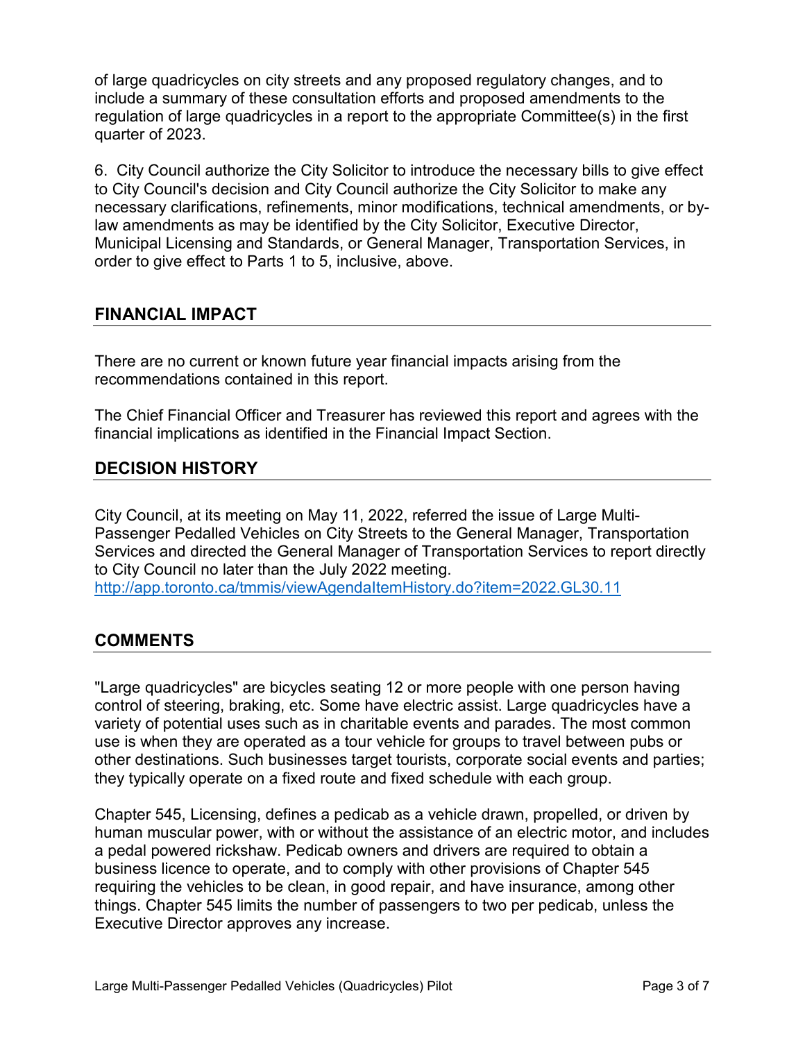of large quadricycles on city streets and any proposed regulatory changes, and to include a summary of these consultation efforts and proposed amendments to the regulation of large quadricycles in a report to the appropriate Committee(s) in the first quarter of 2023.

6. City Council authorize the City Solicitor to introduce the necessary bills to give effect to City Council's decision and City Council authorize the City Solicitor to make any necessary clarifications, refinements, minor modifications, technical amendments, or by-law amendments as may be identified by the City Solicitor, Executive Director, Municipal Licensing and Standards, or General Manager, Transportation Services, in order to give effect to Parts 1 to 5, inclusive, above.

## FINANCIAL IMPACT

There are no current or known future year financial impacts arising from the recommendations contained in this report.

The Chief Financial Officer and Treasurer has reviewed this report and agrees with the financial implications as identified in the Financial Impact Section.

## DECISION HISTORY

City Council, at its meeting on May 11, 2022, referred the issue of Large Multi-Passenger Pedalled Vehicles on City Streets to the General Manager, Transportation Services and directed the General Manager of Transportation Services to report directly to City Council no later than the July 2022 meeting.
[http://app.toronto.ca/tmmis/viewAgendaItemHistory.do?item=2022.GL30.11](http://app.toronto.ca/tmmis/viewAgendaItemHistory.do?item=2022.GL30.11)

## COMMENTS

"Large quadricycles" are bicycles seating 12 or more people with one person having control of steering, braking, etc. Some have electric assist. Large quadricycles have a variety of potential uses such as in charitable events and parades. The most common use is when they are operated as a tour vehicle for groups to travel between pubs or other destinations. Such businesses target tourists, corporate social events and parties; they typically operate on a fixed route and fixed schedule with each group.

Chapter 545, Licensing, defines a pedicab as a vehicle drawn, propelled, or driven by human muscular power, with or without the assistance of an electric motor, and includes a pedal powered rickshaw. Pedicab owners and drivers are required to obtain a business licence to operate, and to comply with other provisions of Chapter 545 requiring the vehicles to be clean, in good repair, and have insurance, among other things. Chapter 545 limits the number of passengers to two per pedicab, unless the Executive Director approves any increase.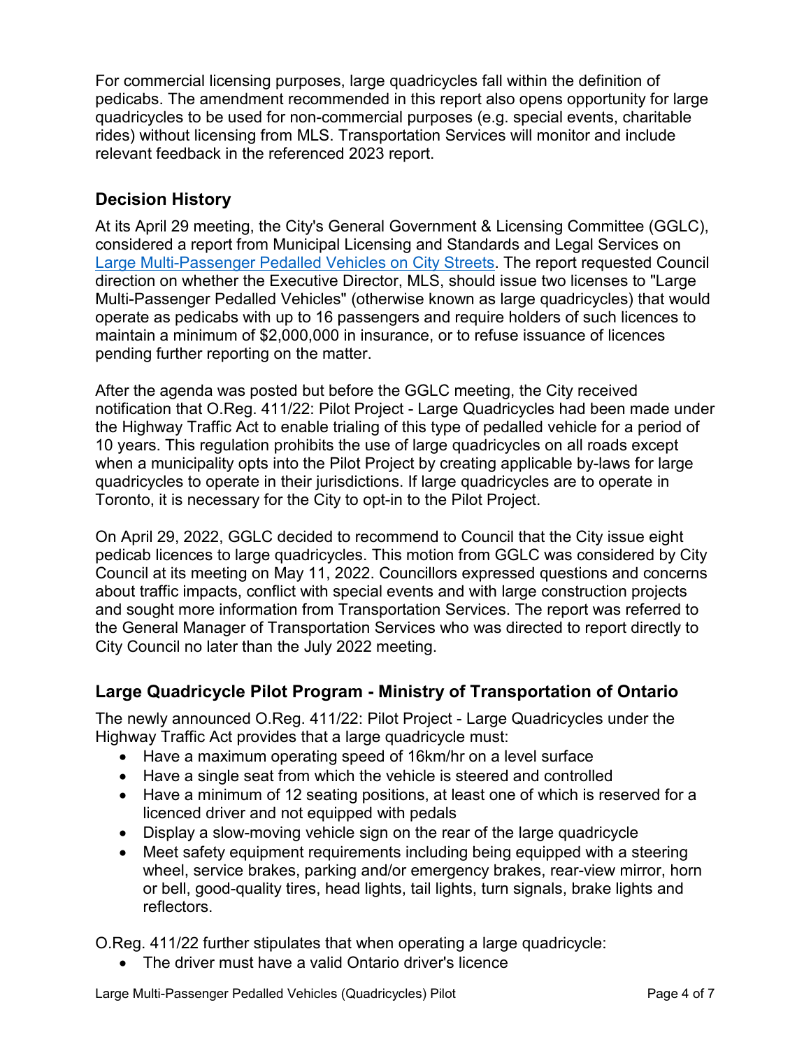For commercial licensing purposes, large quadricycles fall within the definition of pedicabs. The amendment recommended in this report also opens opportunity for large quadricycles to be used for non-commercial purposes (e.g. special events, charitable rides) without licensing from MLS. Transportation Services will monitor and include relevant feedback in the referenced 2023 report.

## Decision History

At its April 29 meeting, the City's General Government & Licensing Committee (GGLC), considered a report from Municipal Licensing and Standards and Legal Services on [Large Multi-Passenger Pedalled Vehicles on City Streets](). The report requested Council direction on whether the Executive Director, MLS, should issue two licenses to "Large Multi-Passenger Pedalled Vehicles" (otherwise known as large quadricycles) that would operate as pedicabs with up to 16 passengers and require holders of such licences to maintain a minimum of $2,000,000 in insurance, or to refuse issuance of licences pending further reporting on the matter.

After the agenda was posted but before the GGLC meeting, the City received notification that O.Reg. 411/22: Pilot Project - Large Quadricycles had been made under the Highway Traffic Act to enable trialing of this type of pedalled vehicle for a period of 10 years. This regulation prohibits the use of large quadricycles on all roads except when a municipality opts into the Pilot Project by creating applicable by-laws for large quadricycles to operate in their jurisdictions. If large quadricycles are to operate in Toronto, it is necessary for the City to opt-in to the Pilot Project.

On April 29, 2022, GGLC decided to recommend to Council that the City issue eight pedicab licences to large quadricycles. This motion from GGLC was considered by City Council at its meeting on May 11, 2022. Councillors expressed questions and concerns about traffic impacts, conflict with special events and with large construction projects and sought more information from Transportation Services. The report was referred to the General Manager of Transportation Services who was directed to report directly to City Council no later than the July 2022 meeting.

## Large Quadricycle Pilot Program - Ministry of Transportation of Ontario

The newly announced O.Reg. 411/22: Pilot Project - Large Quadricycles under the Highway Traffic Act provides that a large quadricycle must:

- Have a maximum operating speed of 16km/hr on a level surface
- Have a single seat from which the vehicle is steered and controlled
- Have a minimum of 12 seating positions, at least one of which is reserved for a licenced driver and not equipped with pedals
- Display a slow-moving vehicle sign on the rear of the large quadricycle
- Meet safety equipment requirements including being equipped with a steering wheel, service brakes, parking and/or emergency brakes, rear-view mirror, horn or bell, good-quality tires, head lights, tail lights, turn signals, brake lights and reflectors.

O.Reg. 411/22 further stipulates that when operating a large quadricycle:

- The driver must have a valid Ontario driver's licence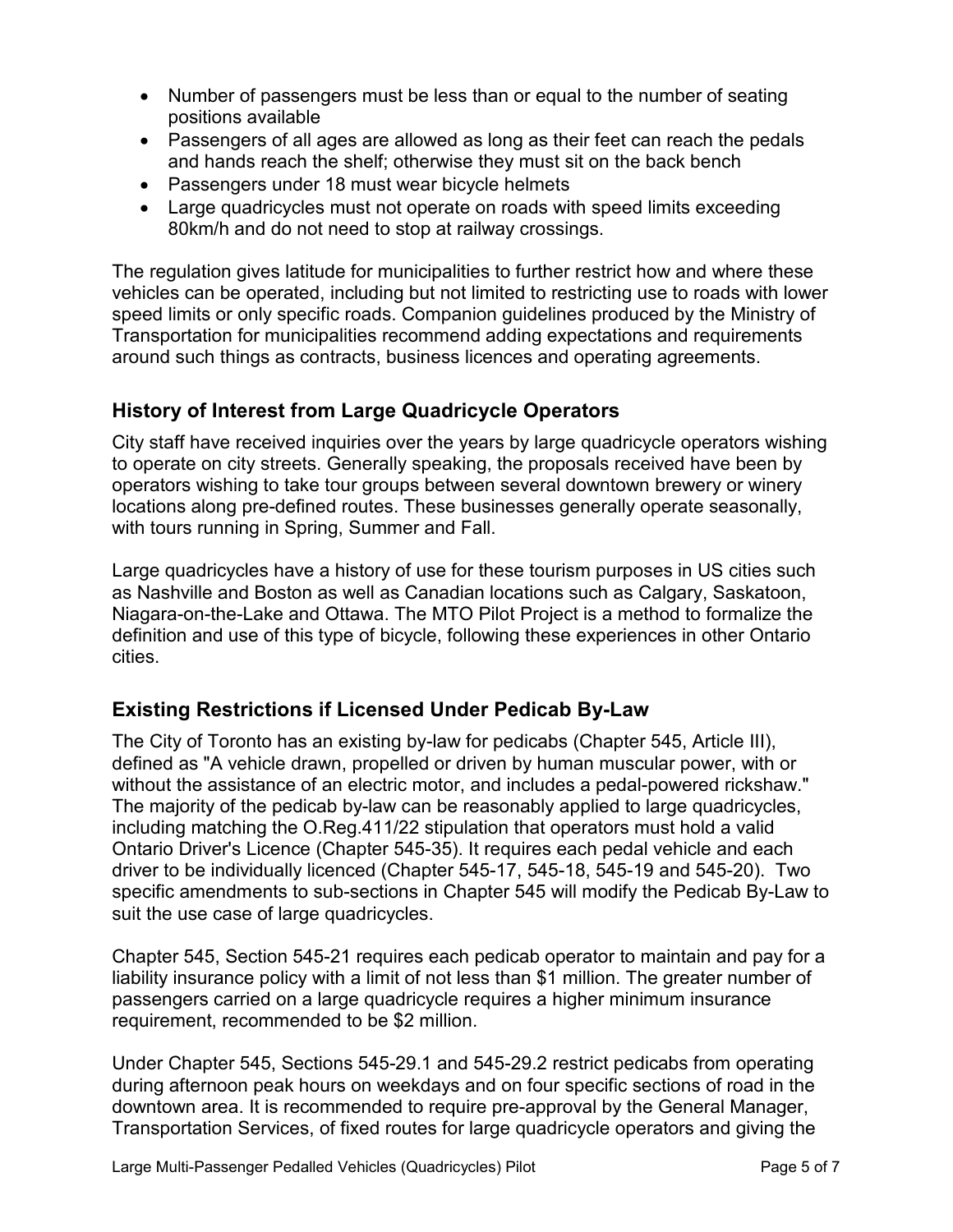- Number of passengers must be less than or equal to the number of seating positions available
- Passengers of all ages are allowed as long as their feet can reach the pedals and hands reach the shelf; otherwise they must sit on the back bench
- Passengers under 18 must wear bicycle helmets
- Large quadricycles must not operate on roads with speed limits exceeding 80km/h and do not need to stop at railway crossings.

The regulation gives latitude for municipalities to further restrict how and where these vehicles can be operated, including but not limited to restricting use to roads with lower speed limits or only specific roads. Companion guidelines produced by the Ministry of Transportation for municipalities recommend adding expectations and requirements around such things as contracts, business licences and operating agreements.

## History of Interest from Large Quadricycle Operators

City staff have received inquiries over the years by large quadricycle operators wishing to operate on city streets. Generally speaking, the proposals received have been by operators wishing to take tour groups between several downtown brewery or winery locations along pre-defined routes. These businesses generally operate seasonally, with tours running in Spring, Summer and Fall.

Large quadricycles have a history of use for these tourism purposes in US cities such as Nashville and Boston as well as Canadian locations such as Calgary, Saskatoon, Niagara-on-the-Lake and Ottawa. The MTO Pilot Project is a method to formalize the definition and use of this type of bicycle, following these experiences in other Ontario cities.

## Existing Restrictions if Licensed Under Pedicab By-Law

The City of Toronto has an existing by-law for pedicabs (Chapter 545, Article III), defined as "A vehicle drawn, propelled or driven by human muscular power, with or without the assistance of an electric motor, and includes a pedal-powered rickshaw." The majority of the pedicab by-law can be reasonably applied to large quadricycles, including matching the O.Reg.411/22 stipulation that operators must hold a valid Ontario Driver's Licence (Chapter 545-35). It requires each pedal vehicle and each driver to be individually licenced (Chapter 545-17, 545-18, 545-19 and 545-20). Two specific amendments to sub-sections in Chapter 545 will modify the Pedicab By-Law to suit the use case of large quadricycles.

Chapter 545, Section 545-21 requires each pedicab operator to maintain and pay for a liability insurance policy with a limit of not less than $1 million. The greater number of passengers carried on a large quadricycle requires a higher minimum insurance requirement, recommended to be $2 million.

Under Chapter 545, Sections 545-29.1 and 545-29.2 restrict pedicabs from operating during afternoon peak hours on weekdays and on four specific sections of road in the downtown area. It is recommended to require pre-approval by the General Manager, Transportation Services, of fixed routes for large quadricycle operators and giving the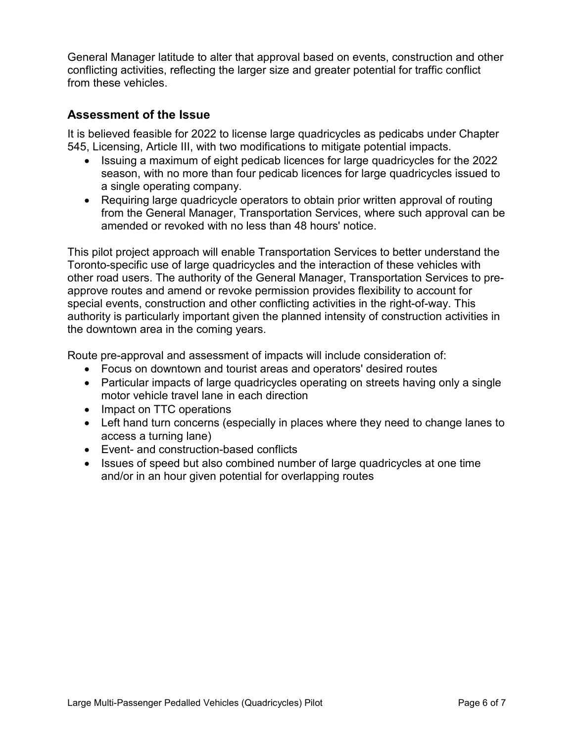General Manager latitude to alter that approval based on events, construction and other conflicting activities, reflecting the larger size and greater potential for traffic conflict from these vehicles.

## Assessment of the Issue

It is believed feasible for 2022 to license large quadricycles as pedicabs under Chapter 545, Licensing, Article III, with two modifications to mitigate potential impacts.

- Issuing a maximum of eight pedicab licences for large quadricycles for the 2022 season, with no more than four pedicab licences for large quadricycles issued to a single operating company.
- Requiring large quadricycle operators to obtain prior written approval of routing from the General Manager, Transportation Services, where such approval can be amended or revoked with no less than 48 hours' notice.

This pilot project approach will enable Transportation Services to better understand the Toronto-specific use of large quadricycles and the interaction of these vehicles with other road users. The authority of the General Manager, Transportation Services to pre-approve routes and amend or revoke permission provides flexibility to account for special events, construction and other conflicting activities in the right-of-way. This authority is particularly important given the planned intensity of construction activities in the downtown area in the coming years.

Route pre-approval and assessment of impacts will include consideration of:

- Focus on downtown and tourist areas and operators' desired routes
- Particular impacts of large quadricycles operating on streets having only a single motor vehicle travel lane in each direction
- Impact on TTC operations
- Left hand turn concerns (especially in places where they need to change lanes to access a turning lane)
- Event- and construction-based conflicts
- Issues of speed but also combined number of large quadricycles at one time and/or in an hour given potential for overlapping routes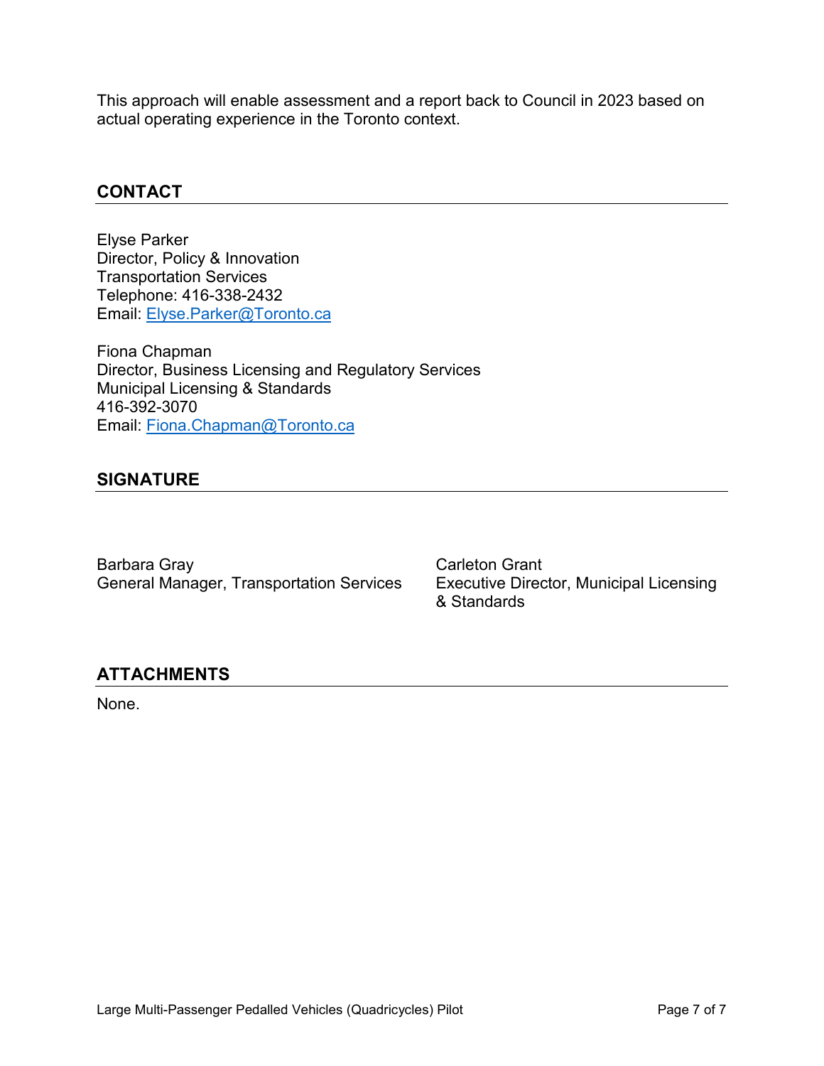This approach will enable assessment and a report back to Council in 2023 based on actual operating experience in the Toronto context.

## CONTACT

Elyse Parker
Director, Policy & Innovation
Transportation Services
Telephone: 416-338-2432
Email: Elyse.Parker@Toronto.ca

Fiona Chapman
Director, Business Licensing and Regulatory Services
Municipal Licensing & Standards
416-392-3070
Email: Fiona.Chapman@Toronto.ca

## SIGNATURE

Barbara Gray
General Manager, Transportation Services

Carleton Grant
Executive Director, Municipal Licensing & Standards

## ATTACHMENTS

None.